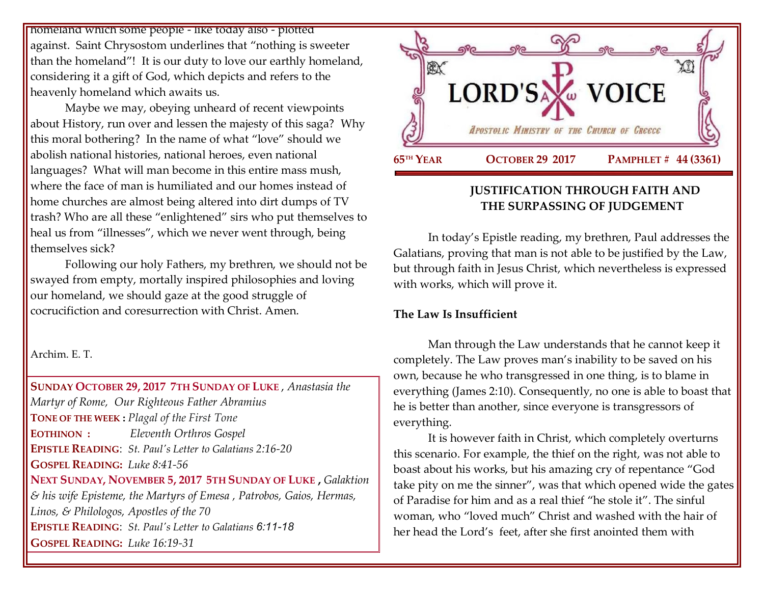homeland which some people - like today also - plotted against. Saint Chrysostom underlines that "nothing is sweeter than the homeland"! It is our duty to love our earthly homeland, considering it a gift of God, which depicts and refers to the heavenly homeland which awaits us.

Maybe we may, obeying unheard of recent viewpoints about History, run over and lessen the majesty of this saga? Why this moral bothering? In the name of what "love" should we abolish national histories, national heroes, even national languages? What will man become in this entire mass mush, where the face of man is humiliated and our homes instead of home churches are almost being altered into dirt dumps of TV trash? Who are all these "enlightened" sirs who put themselves to heal us from "illnesses", which we never went through, being themselves sick?

Following our holy Fathers, my brethren, we should not be swayed from empty, mortally inspired philosophies and loving our homeland, we should gaze at the good struggle of cocrucifiction and coresurrection with Christ. Amen.

Archim. E. T.

**SUNDAY OCTOBER 29, 2017 7TH SUNDAY OF LUKE**, *Anastasia the Martyr of Rome, Our Righteous Father Abramius*
**TONE OF THE WEEK:** *Plagal of the First Tone*
**EOTHINON:** *Eleventh Orthros Gospel*
**EPISTLE READING**: *St. Paul's Letter to Galatians 2:16-20*
**GOSPEL READING:** *Luke 8:41-56*
**NEXT SUNDAY, NOVEMBER 5, 2017 5TH SUNDAY OF LUKE**, *Galaktion & his wife Episteme, the Martyrs of Emesa, Patrobos, Gaios, Hermas, Linos, & Philologos, Apostles of the 70*
**EPISTLE READING**: *St. Paul's Letter to Galatians 6:11-18*
**GOSPEL READING:** *Luke 16:19-31*

# LORD'S VOICE

*Apostolic Ministry of the Church of Greece*

**65TH YEAR** | **OCTOBER 29 2017** | **PAMPHLET # 44 (3361)**

## JUSTIFICATION THROUGH FAITH AND THE SURPASSING OF JUDGEMENT

In today's Epistle reading, my brethren, Paul addresses the Galatians, proving that man is not able to be justified by the Law, but through faith in Jesus Christ, which nevertheless is expressed with works, which will prove it.

**The Law Is Insufficient**

Man through the Law understands that he cannot keep it completely. The Law proves man's inability to be saved on his own, because he who transgressed in one thing, is to blame in everything (James 2:10). Consequently, no one is able to boast that he is better than another, since everyone is transgressors of everything.

It is however faith in Christ, which completely overturns this scenario. For example, the thief on the right, was not able to boast about his works, but his amazing cry of repentance "God take pity on me the sinner", was that which opened wide the gates of Paradise for him and as a real thief "he stole it". The sinful woman, who "loved much" Christ and washed with the hair of her head the Lord's feet, after she first anointed them with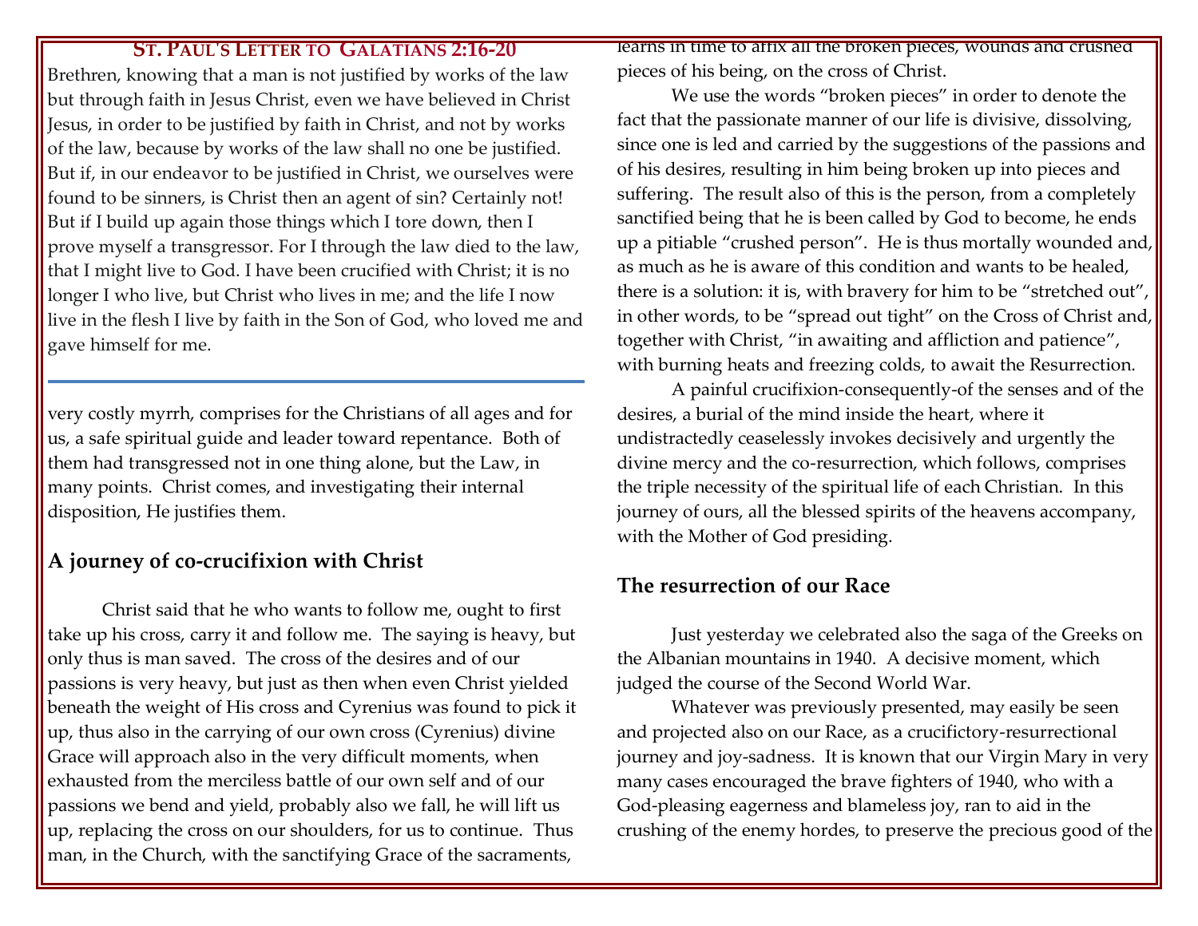## St. Paul's Letter to Galatians 2:16-20

Brethren, knowing that a man is not justified by works of the law but through faith in Jesus Christ, even we have believed in Christ Jesus, in order to be justified by faith in Christ, and not by works of the law, because by works of the law shall no one be justified. But if, in our endeavor to be justified in Christ, we ourselves were found to be sinners, is Christ then an agent of sin? Certainly not! But if I build up again those things which I tore down, then I prove myself a transgressor. For I through the law died to the law, that I might live to God. I have been crucified with Christ; it is no longer I who live, but Christ who lives in me; and the life I now live in the flesh I live by faith in the Son of God, who loved me and gave himself for me.

---

very costly myrrh, comprises for the Christians of all ages and for us, a safe spiritual guide and leader toward repentance. Both of them had transgressed not in one thing alone, but the Law, in many points. Christ comes, and investigating their internal disposition, He justifies them.

### A journey of co-crucifixion with Christ

Christ said that he who wants to follow me, ought to first take up his cross, carry it and follow me. The saying is heavy, but only thus is man saved. The cross of the desires and of our passions is very heavy, but just as then when even Christ yielded beneath the weight of His cross and Cyrenius was found to pick it up, thus also in the carrying of our own cross (Cyrenius) divine Grace will approach also in the very difficult moments, when exhausted from the merciless battle of our own self and of our passions we bend and yield, probably also we fall, he will lift us up, replacing the cross on our shoulders, for us to continue. Thus man, in the Church, with the sanctifying Grace of the sacraments, learns in time to affix all the broken pieces, wounds and crushed pieces of his being, on the cross of Christ.

We use the words "broken pieces" in order to denote the fact that the passionate manner of our life is divisive, dissolving, since one is led and carried by the suggestions of the passions and of his desires, resulting in him being broken up into pieces and suffering. The result also of this is the person, from a completely sanctified being that he is been called by God to become, he ends up a pitiable "crushed person". He is thus mortally wounded and, as much as he is aware of this condition and wants to be healed, there is a solution: it is, with bravery for him to be "stretched out", in other words, to be "spread out tight" on the Cross of Christ and, together with Christ, "in awaiting and affliction and patience", with burning heats and freezing colds, to await the Resurrection.

A painful crucifixion-consequently-of the senses and of the desires, a burial of the mind inside the heart, where it undistractedly ceaselessly invokes decisively and urgently the divine mercy and the co-resurrection, which follows, comprises the triple necessity of the spiritual life of each Christian. In this journey of ours, all the blessed spirits of the heavens accompany, with the Mother of God presiding.

### The resurrection of our Race

Just yesterday we celebrated also the saga of the Greeks on the Albanian mountains in 1940. A decisive moment, which judged the course of the Second World War.

Whatever was previously presented, may easily be seen and projected also on our Race, as a crucifictory-resurrectional journey and joy-sadness. It is known that our Virgin Mary in very many cases encouraged the brave fighters of 1940, who with a God-pleasing eagerness and blameless joy, ran to aid in the crushing of the enemy hordes, to preserve the precious good of the